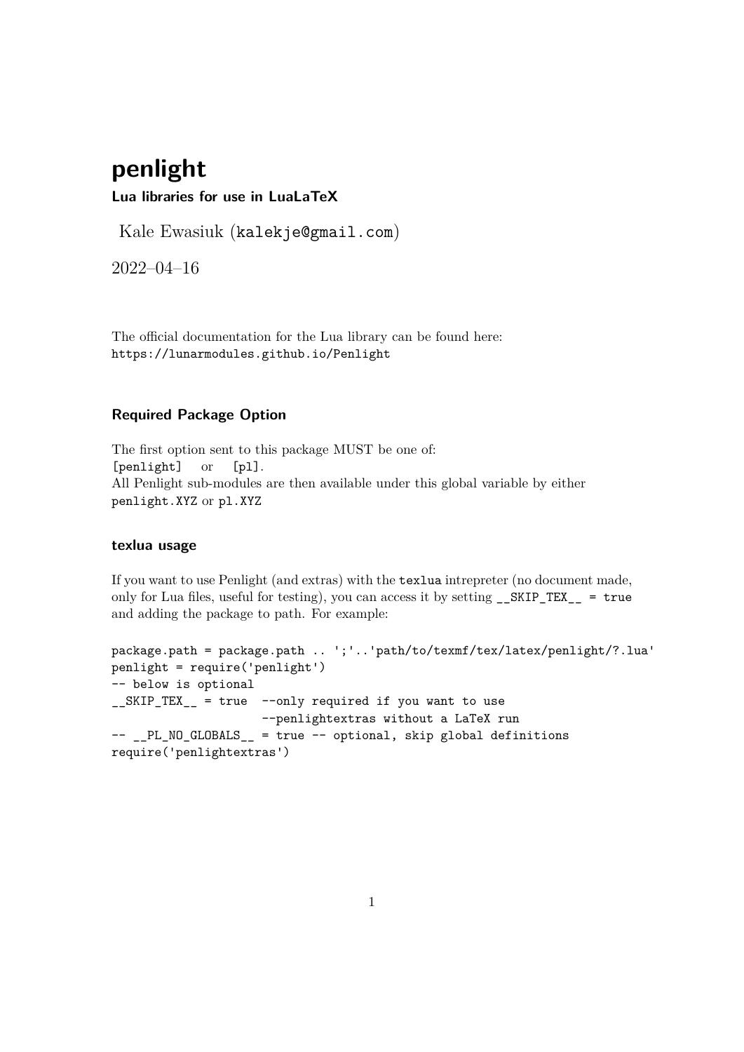# penlight

**Lua libraries for use in LuaLaTeX**

Kale Ewasiuk (`kalekje@gmail.com`)

2022–04–16

The official documentation for the Lua library can be found here:
`https://lunarmodules.github.io/Penlight`

### Required Package Option

The first option sent to this package MUST be one of:
`[penlight]` or `[pl]`.
All Penlight sub-modules are then available under this global variable by either `penlight.XYZ` or `pl.XYZ`

### texlua usage

If you want to use Penlight (and extras) with the `texlua` intrepreter (no document made, only for Lua files, useful for testing), you can access it by setting `__SKIP_TEX__ = true` and adding the package to path. For example:

```
package.path = package.path .. ';'..'path/to/texmf/tex/latex/penlight/?.lua'
penlight = require('penlight')
-- below is optional
__SKIP_TEX__ = true  --only required if you want to use
                     --penlightextras without a LaTeX run
-- __PL_NO_GLOBALS__ = true -- optional, skip global definitions
require('penlightextras')
```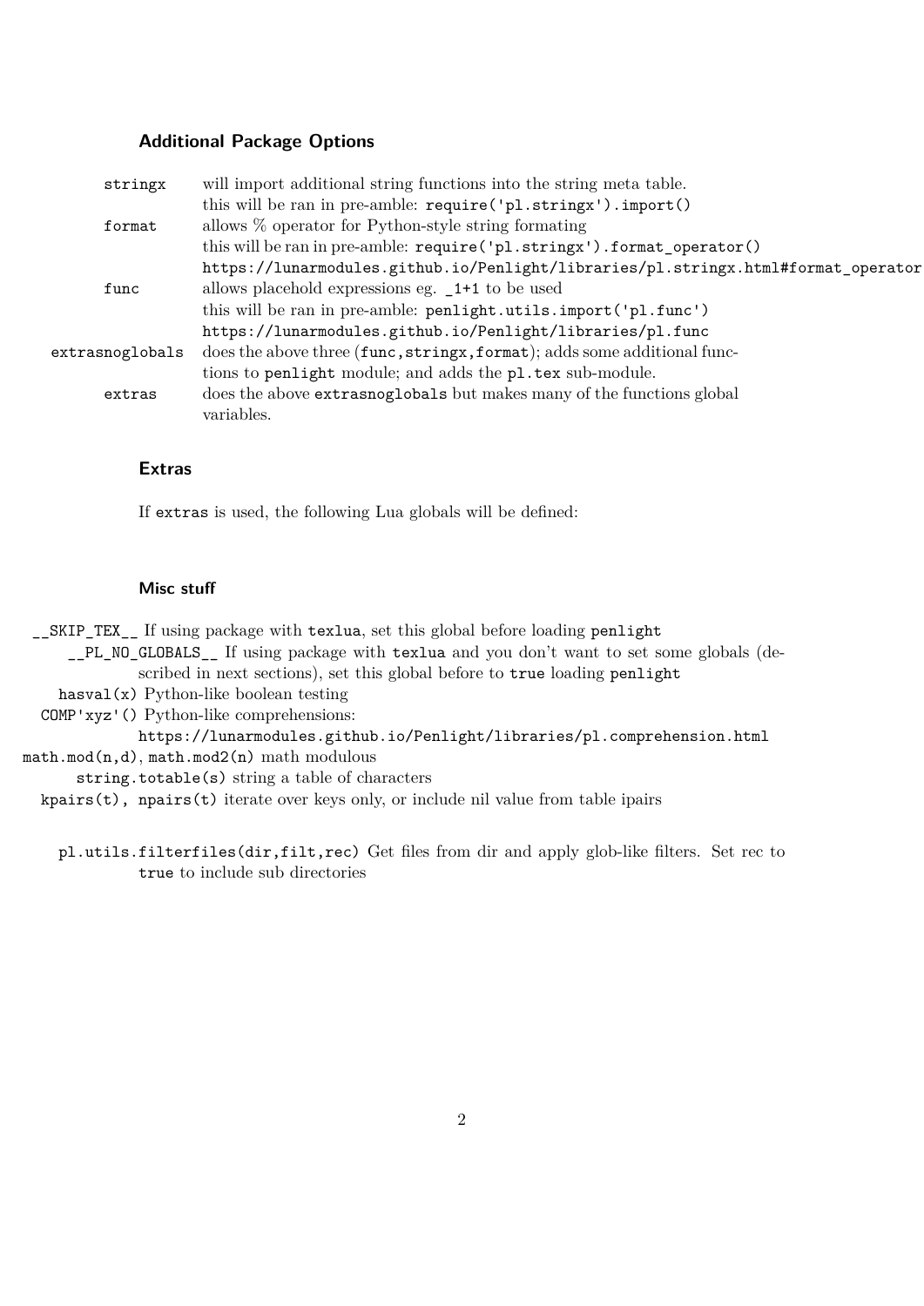### Additional Package Options

| | |
|---|---|
| `stringx` | will import additional string functions into the string meta table. this will be ran in pre-amble: `require('pl.stringx').import()` |
| `format` | allows % operator for Python-style string formating this will be ran in pre-amble: `require('pl.stringx').format_operator()` `https://lunarmodules.github.io/Penlight/libraries/pl.stringx.html#format_operator` |
| `func` | allows placehold expressions eg. `_1+1` to be used this will be ran in pre-amble: `penlight.utils.import('pl.func')` `https://lunarmodules.github.io/Penlight/libraries/pl.func` |
| `extrasnoglobals` | does the above three (`func,stringx,format`); adds some additional functions to `penlight` module; and adds the `pl.tex` sub-module. |
| `extras` | does the above `extrasnoglobals` but makes many of the functions global variables. |

### Extras

If `extras` is used, the following Lua globals will be defined:

### Misc stuff

`__SKIP_TEX__` If using package with `texlua`, set this global before loading `penlight`

`__PL_NO_GLOBALS__` If using package with `texlua` and you don't want to set some globals (described in next sections), set this global before to `true` loading `penlight`

`hasval(x)` Python-like boolean testing

`COMP'xyz'()` Python-like comprehensions:
`https://lunarmodules.github.io/Penlight/libraries/pl.comprehension.html`

`math.mod(n,d)`, `math.mod2(n)` math modulous

`string.totable(s)` string a table of characters

`kpairs(t), npairs(t)` iterate over keys only, or include nil value from table ipairs

`pl.utils.filterfiles(dir,filt,rec)` Get files from dir and apply glob-like filters. Set rec to `true` to include sub directories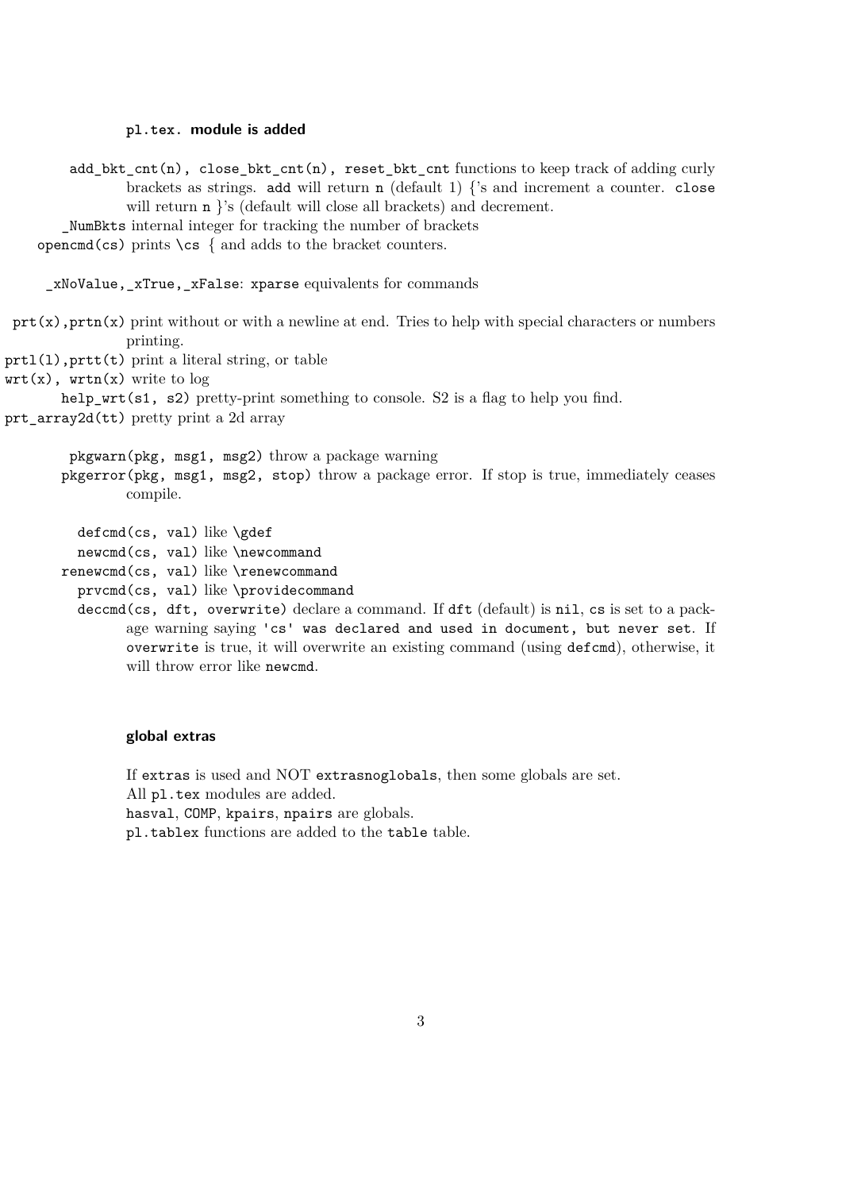### `pl.tex.` module is added

`add_bkt_cnt(n), close_bkt_cnt(n), reset_bkt_cnt` functions to keep track of adding curly brackets as strings. `add` will return `n` (default 1) {'s and increment a counter. `close` will return `n` }'s (default will close all brackets) and decrement.

`_NumBkts` internal integer for tracking the number of brackets

`opencmd(cs)` prints `\cs {` and adds to the bracket counters.

`_xNoValue,_xTrue,_xFalse`: `xparse` equivalents for commands

`prt(x),prtn(x)` print without or with a newline at end. Tries to help with special characters or numbers printing.

`prtl(l),prtt(t)` print a literal string, or table

`wrt(x), wrtn(x)` write to log

`help_wrt(s1, s2)` pretty-print something to console. S2 is a flag to help you find.

`prt_array2d(tt)` pretty print a 2d array

`pkgwarn(pkg, msg1, msg2)` throw a package warning

`pkgerror(pkg, msg1, msg2, stop)` throw a package error. If stop is true, immediately ceases compile.

`defcmd(cs, val)` like `\gdef`

`newcmd(cs, val)` like `\newcommand`

`renewcmd(cs, val)` like `\renewcommand`

`prvcmd(cs, val)` like `\providecommand`

`deccmd(cs, dft, overwrite)` declare a command. If `dft` (default) is `nil`, `cs` is set to a package warning saying `'cs' was declared and used in document, but never set`. If `overwrite` is true, it will overwrite an existing command (using `defcmd`), otherwise, it will throw error like `newcmd`.

### global extras

If `extras` is used and NOT `extrasnoglobals`, then some globals are set.
All `pl.tex` modules are added.
`hasval`, `COMP`, `kpairs`, `npairs` are globals.
`pl.tablex` functions are added to the `table` table.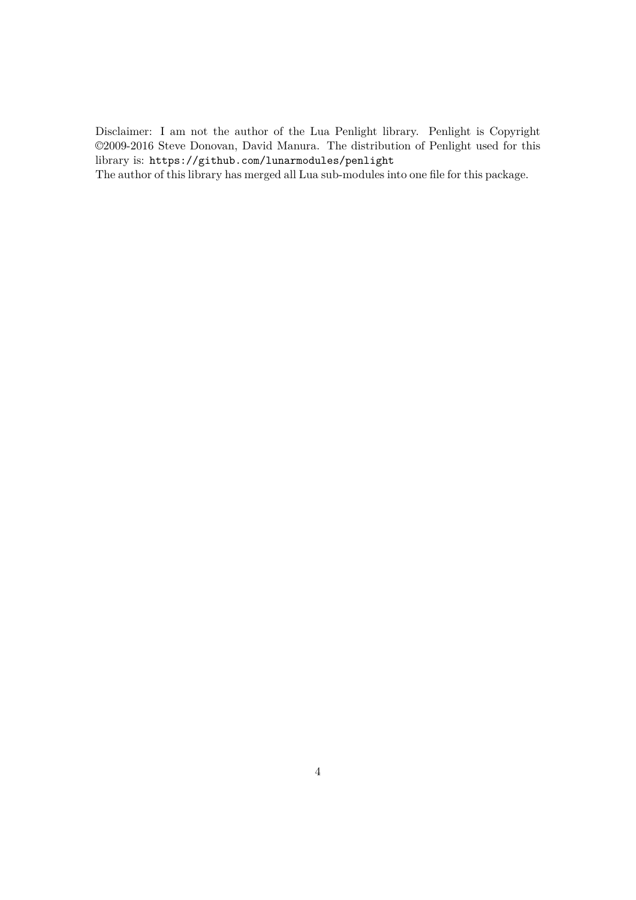Disclaimer: I am not the author of the Lua Penlight library. Penlight is Copyright ©2009-2016 Steve Donovan, David Manura. The distribution of Penlight used for this library is: `https://github.com/lunarmodules/penlight`

The author of this library has merged all Lua sub-modules into one file for this package.